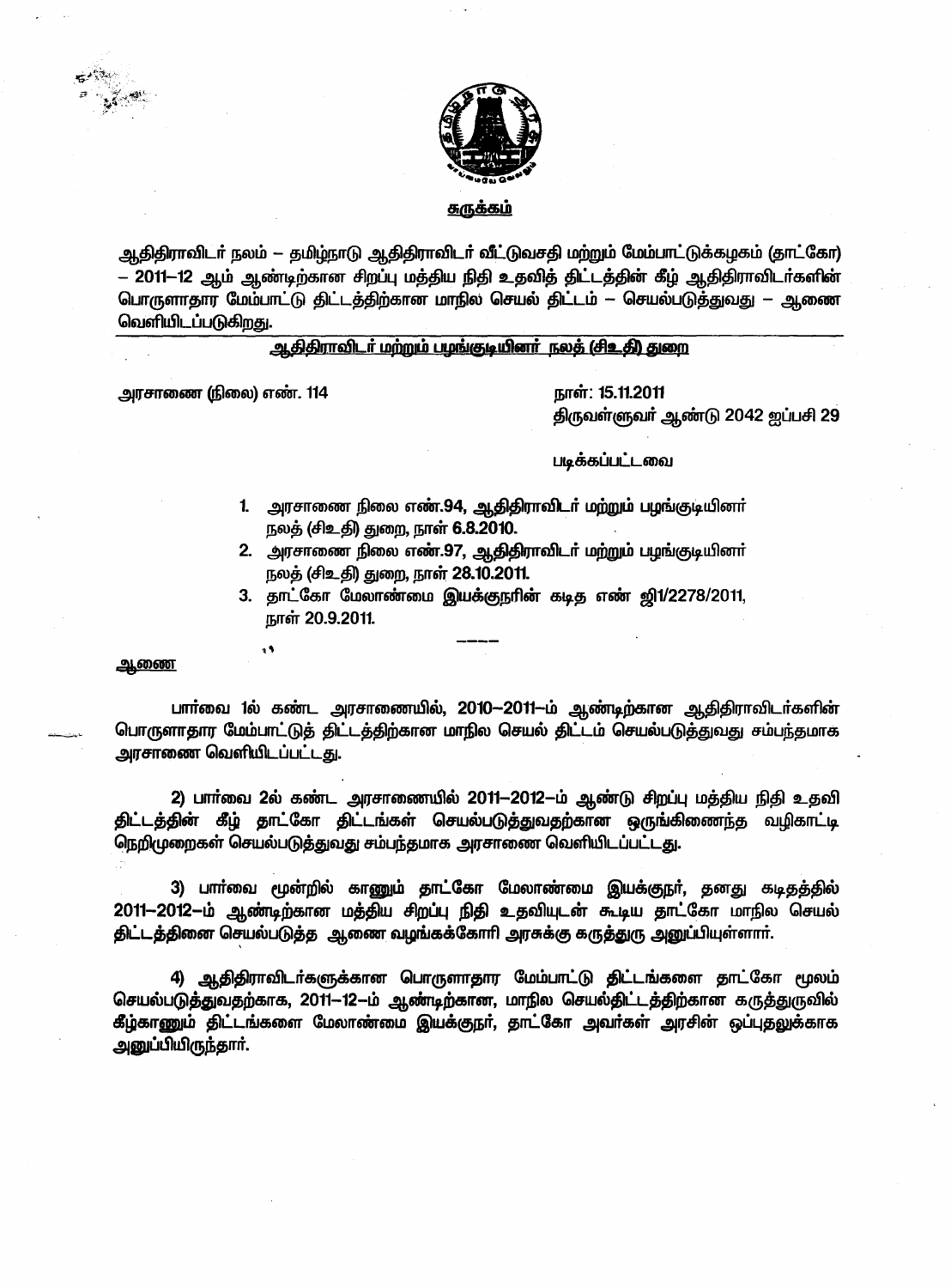**சுருக்கம்**

ஆதிதிராவிடர் நலம் – தமிழ்நாடு ஆதிதிராவிடர் வீட்டுவசதி மற்றும் மேம்பாட்டுக்கழகம் (தாட்கோ) – 2011–12 ஆம் ஆண்டிற்கான சிறப்பு மத்திய நிதி உதவித் திட்டத்தின் கீழ் ஆதிதிராவிடர்களின் பொருளாதார மேம்பாட்டு திட்டத்திற்கான மாநில செயல் திட்டம் – செயல்படுத்துவது – ஆணை வெளியிடப்படுகிறது.

**ஆதிதிராவிடர் மற்றும் பழங்குடியினர் நலத் (சிஉதி) துறை**

அரசாணை (நிலை) எண். 114

நாள்: 15.11.2011
திருவள்ளுவர் ஆண்டு 2042 ஐப்பசி 29

படிக்கப்பட்டவை

1. அரசாணை நிலை எண்.94, ஆதிதிராவிடர் மற்றும் பழங்குடியினர் நலத் (சிஉதி) துறை, நாள் 6.8.2010.
2. அரசாணை நிலை எண்.97, ஆதிதிராவிடர் மற்றும் பழங்குடியினர் நலத் (சிஉதி) துறை, நாள் 28.10.2011.
3. தாட்கோ மேலாண்மை இயக்குநரின் கடித எண் ஜி1/2278/2011, நாள் 20.9.2011.

----

**ஆணை**

பார்வை 1ல் கண்ட அரசாணையில், 2010–2011–ம் ஆண்டிற்கான ஆதிதிராவிடர்களின் பொருளாதார மேம்பாட்டுத் திட்டத்திற்கான மாநில செயல் திட்டம் செயல்படுத்துவது சம்பந்தமாக அரசாணை வெளியிடப்பட்டது.

2) பார்வை 2ல் கண்ட அரசாணையில் 2011–2012–ம் ஆண்டு சிறப்பு மத்திய நிதி உதவி திட்டத்தின் கீழ் தாட்கோ திட்டங்கள் செயல்படுத்துவதற்கான ஒருங்கிணைந்த வழிகாட்டி நெறிமுறைகள் செயல்படுத்துவது சம்பந்தமாக அரசாணை வெளியிடப்பட்டது.

3) பார்வை மூன்றில் காணும் தாட்கோ மேலாண்மை இயக்குநர், தனது கடிதத்தில் 2011–2012–ம் ஆண்டிற்கான மத்திய சிறப்பு நிதி உதவியுடன் கூடிய தாட்கோ மாநில செயல் திட்டத்தினை செயல்படுத்த ஆணை வழங்கக்கோரி அரசுக்கு கருத்துரு அனுப்பியுள்ளார்.

4) ஆதிதிராவிடர்களுக்கான பொருளாதார மேம்பாட்டு திட்டங்களை தாட்கோ மூலம் செயல்படுத்துவதற்காக, 2011–12–ம் ஆண்டிற்கான, மாநில செயல்திட்டத்திற்கான கருத்துருவில் கீழ்காணும் திட்டங்களை மேலாண்மை இயக்குநர், தாட்கோ அவர்கள் அரசின் ஒப்புதலுக்காக அனுப்பியிருந்தார்.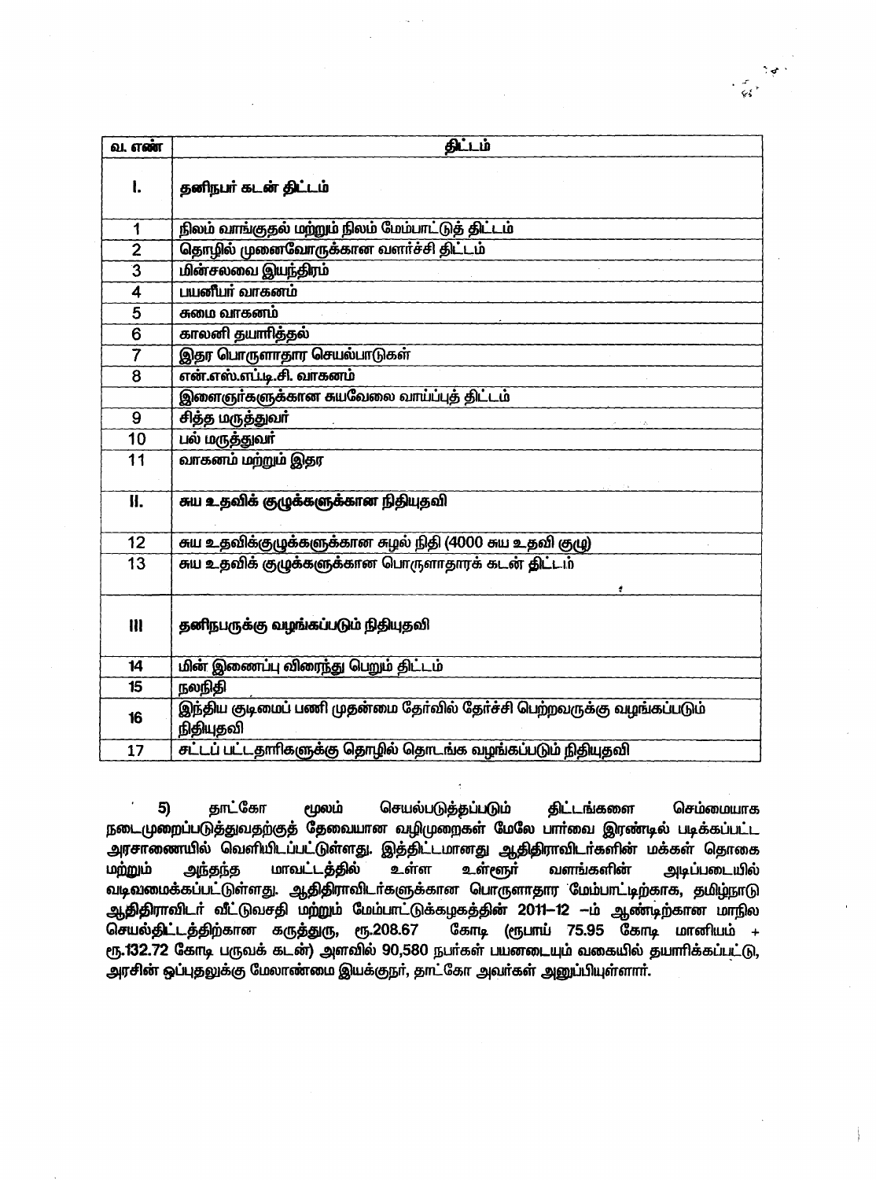| வ. எண் | திட்டம் |
|---|---|
| **I.** | **தனிநபர் கடன் திட்டம்** |
| 1 | நிலம் வாங்குதல் மற்றும் நிலம் மேம்பாட்டுத் திட்டம் |
| 2 | தொழில் முனைவோருக்கான வளர்ச்சி திட்டம் |
| 3 | மின்சலவை இயந்திரம் |
| 4 | பயனீயர் வாகனம் |
| 5 | சுமை வாகனம் |
| 6 | காலனி தயாரித்தல் |
| 7 | இதர பொருளாதார செயல்பாடுகள் |
| 8 | என்.எஸ்.எப்.டி.சி. வாகனம் |
| | இளைஞர்களுக்கான சுயவேலை வாய்ப்புத் திட்டம் |
| 9 | சித்த மருத்துவர் |
| 10 | பல் மருத்துவர் |
| 11 | வாகனம் மற்றும் இதர |
| **II.** | **சுய உதவிக் குழுக்களுக்கான நிதியுதவி** |
| 12 | சுய உதவிக்குழுக்களுக்கான சுழல் நிதி (4000 சுய உதவி குழு) |
| 13 | சுய உதவிக் குழுக்களுக்கான பொருளாதாரக் கடன் திட்டம் |
| **III** | **தனிநபருக்கு வழங்கப்படும் நிதியுதவி** |
| 14 | மின் இணைப்பு விரைந்து பெறும் திட்டம் |
| 15 | நலநிதி |
| 16 | இந்திய குடிமைப் பணி முதன்மை தேர்வில் தேர்ச்சி பெற்றவருக்கு வழங்கப்படும் நிதியுதவி |
| 17 | சட்டப் பட்டதாரிகளுக்கு தொழில் தொடங்க வழங்கப்படும் நிதியுதவி |

5) தாட்கோ மூலம் செயல்படுத்தப்படும் திட்டங்களை செம்மையாக நடைமுறைப்படுத்துவதற்குத் தேவையான வழிமுறைகள் மேலே பார்வை இரண்டில் படிக்கப்பட்ட அரசாணையில் வெளியிடப்பட்டுள்ளது. இத்திட்டமானது ஆதிதிராவிடர்களின் மக்கள் தொகை மற்றும் அந்தந்த மாவட்டத்தில் உள்ள உள்ளூர் வளங்களின் அடிப்படையில் வடிவமைக்கப்பட்டுள்ளது. ஆதிதிராவிடர்களுக்கான பொருளாதார மேம்பாட்டிற்காக, தமிழ்நாடு ஆதிதிராவிடர் வீட்டுவசதி மற்றும் மேம்பாட்டுக்கழகத்தின் 2011–12 –ம் ஆண்டிற்கான மாநில செயல்திட்டத்திற்கான கருத்துரு, ரூ.208.67 கோடி (ரூபாய் 75.95 கோடி மானியம் + ரூ.132.72 கோடி பருவக் கடன்) அளவில் 90,580 நபர்கள் பயனடையும் வகையில் தயாரிக்கப்பட்டு, அரசின் ஒப்புதலுக்கு மேலாண்மை இயக்குநர், தாட்கோ அவர்கள் அனுப்பியுள்ளார்.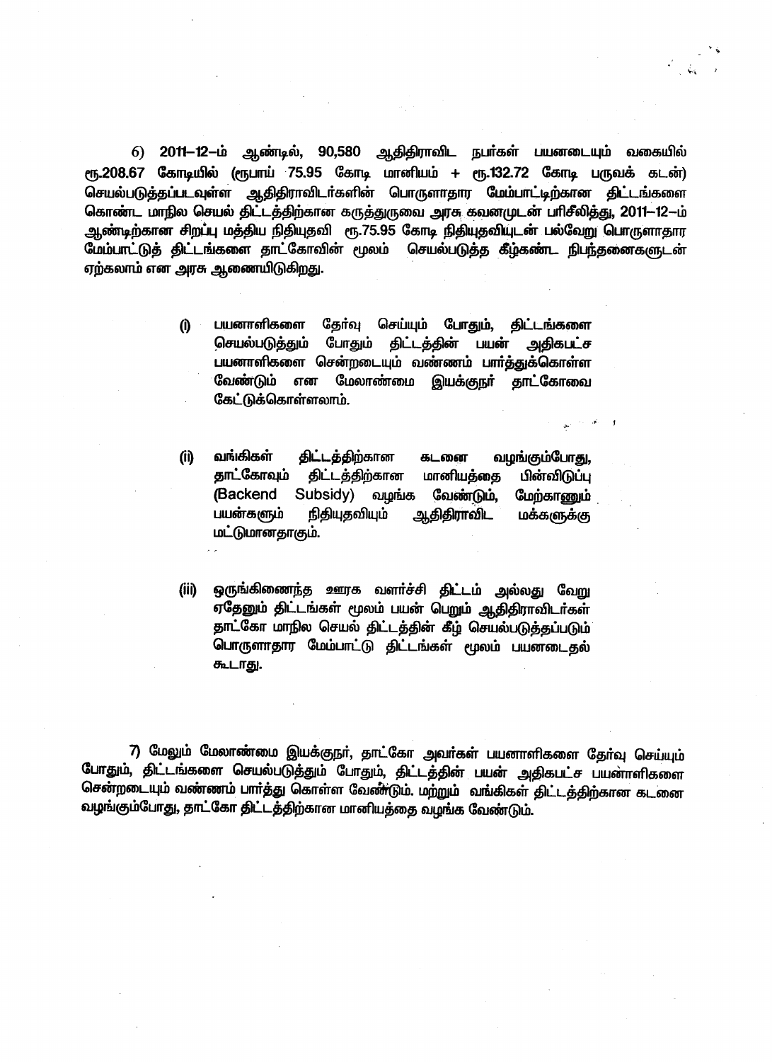6) **2011–12–ம் ஆண்டில், 90,580 ஆதிதிராவிட நபர்கள் பயனடையும் வகையில் ரூ.208.67 கோடியில் (ரூபாய் 75.95 கோடி மானியம் + ரூ.132.72 கோடி பருவக் கடன்) செயல்படுத்தப்படவுள்ள ஆதிதிராவிடர்களின் பொருளாதார மேம்பாட்டிற்கான திட்டங்களை கொண்ட மாநில செயல் திட்டத்திற்கான கருத்துருவை அரசு கவனமுடன் பரிசீலித்து, 2011–12–ம் ஆண்டிற்கான சிறப்பு மத்திய நிதியுதவி ரூ.75.95 கோடி நிதியுதவியுடன் பல்வேறு பொருளாதார மேம்பாட்டுத் திட்டங்களை தாட்கோவின் மூலம் செயல்படுத்த கீழ்கண்ட நிபந்தனைகளுடன் ஏற்கலாம் என அரசு ஆணையிடுகிறது.**

> **(i)** **பயனாளிகளை தேர்வு செய்யும் போதும், திட்டங்களை செயல்படுத்தும் போதும் திட்டத்தின் பயன் அதிகபட்ச பயனாளிகளை சென்றடையும் வண்ணம் பார்த்துக்கொள்ள வேண்டும் என மேலாண்மை இயக்குநர் தாட்கோவை கேட்டுக்கொள்ளலாம்.**
>
> **(ii)** **வங்கிகள் திட்டத்திற்கான கடனை வழங்கும்போது, தாட்கோவும் திட்டத்திற்கான மானியத்தை பின்விடுப்பு (Backend Subsidy) வழங்க வேண்டும், மேற்காணும் பயன்களும் நிதியுதவியும் ஆதிதிராவிட மக்களுக்கு மட்டுமானதாகும்.**
>
> **(iii)** **ஒருங்கிணைந்த ஊரக வளர்ச்சி திட்டம் அல்லது வேறு ஏதேனும் திட்டங்கள் மூலம் பயன் பெறும் ஆதிதிராவிடர்கள் தாட்கோ மாநில செயல் திட்டத்தின் கீழ் செயல்படுத்தப்படும் பொருளாதார மேம்பாட்டு திட்டங்கள் மூலம் பயனடைதல் கூடாது.**

**7) மேலும் மேலாண்மை இயக்குநர், தாட்கோ அவர்கள் பயனாளிகளை தேர்வு செய்யும் போதும், திட்டங்களை செயல்படுத்தும் போதும், திட்டத்தின் பயன் அதிகபட்ச பயனாளிகளை சென்றடையும் வண்ணம் பார்த்து கொள்ள வேண்டும். மற்றும் வங்கிகள் திட்டத்திற்கான கடனை வழங்கும்போது, தாட்கோ திட்டத்திற்கான மானியத்தை வழங்க வேண்டும்.**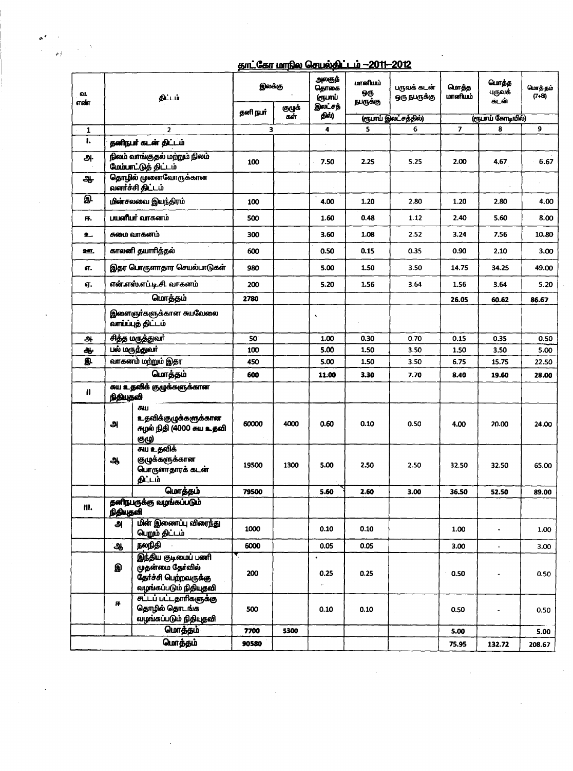# தாட்கோ மாநில செயல்திட்டம் –2011–2012

| வ. எண் | திட்டம் | | இலக்கு | | அலகுத் தொகை (ரூபாய் இலட்சத் தில்) | மானியம் ஒரு நபருக்கு | பருவக் கடன் ஒரு நபருக்கு | மொத்த மானியம் | மொத்த பருவக் கடன் | மொத் தம் (7+8) |
|---|---|---|---|---|---|---|---|---|---|---|
| | | | தனி நபர் | குழுக் கள் | | (ரூபாய் இலட்சத்தில்) | | (ரூபாய் கோடியில்) | | |
| 1 | 2 | | 3 | | 4 | 5 | 6 | 7 | 8 | 9 |
| I. | தனிநபர் கடன் திட்டம் | | | | | | | | | |
| அ. | நிலம் வாங்குதல் மற்றும் நிலம் மேம்பாட்டுத் திட்டம் | | 100 | | 7.50 | 2.25 | 5.25 | 2.00 | 4.67 | 6.67 |
| ஆ. | தொழில் முனைவோருக்கான வளர்ச்சி திட்டம் | | | | | | | | | |
| இ. | மின்சலவை இயந்திரம் | | 100 | | 4.00 | 1.20 | 2.80 | 1.20 | 2.80 | 4.00 |
| ஈ. | பயனீயர் வாகனம் | | 500 | | 1.60 | 0.48 | 1.12 | 2.40 | 5.60 | 8.00 |
| உ. | சுமை வாகனம் | | 300 | | 3.60 | 1.08 | 2.52 | 3.24 | 7.56 | 10.80 |
| ஊ. | காலனி தயாரித்தல் | | 600 | | 0.50 | 0.15 | 0.35 | 0.90 | 2.10 | 3.00 |
| எ. | இதர பொருளாதார செயல்பாடுகள் | | 980 | | 5.00 | 1.50 | 3.50 | 14.75 | 34.25 | 49.00 |
| ஏ. | என்.எஸ்.எப்.டி.சி. வாகனம் | | 200 | | 5.20 | 1.56 | 3.64 | 1.56 | 3.64 | 5.20 |
| | மொத்தம் | | 2780 | | | | | 26.05 | 60.62 | 86.67 |
| | இளைஞர்களுக்கான சுயவேலை வாய்ப்புத் திட்டம் | | | | | | | | | |
| அ. | சித்த மருத்துவர் | | 50 | | 1.00 | 0.30 | 0.70 | 0.15 | 0.35 | 0.50 |
| ஆ. | பல் மருத்துவர் | | 100 | | 5.00 | 1.50 | 3.50 | 1.50 | 3.50 | 5.00 |
| இ. | வாகனம் மற்றும் இதர | | 450 | | 5.00 | 1.50 | 3.50 | 6.75 | 15.75 | 22.50 |
| | மொத்தம் | | 600 | | 11.00 | 3.30 | 7.70 | 8.40 | 19.60 | 28.00 |
| II | சுய உதவிக் குழுக்களுக்கான நிதியுதவி | | | | | | | | | |
| | அ | சுய உதவிக்குழுக்களுக்கான சுழல் நிதி (4000 சுய உதவி குழு) | 60000 | 4000 | 0.60 | 0.10 | 0.50 | 4.00 | 20.00 | 24.00 |
| | ஆ | சுய உதவிக் குழுக்களுக்கான பொருளாதாரக் கடன் திட்டம் | 19500 | 1300 | 5.00 | 2.50 | 2.50 | 32.50 | 32.50 | 65.00 |
| | | மொத்தம் | 79500 | | 5.60 | 2.60 | 3.00 | 36.50 | 52.50 | 89.00 |
| III. | தனிநபருக்கு வழங்கப்படும் நிதியுதவி | | | | | | | | | |
| | அ | மின் இணைப்பு விரைந்து பெறும் திட்டம் | 1000 | | 0.10 | 0.10 | | 1.00 | - | 1.00 |
| | ஆ | நலநிதி | 6000 | | 0.05 | 0.05 | | 3.00 | - | 3.00 |
| | இ | இந்திய குடிமைப் பணி முதன்மை தேர்வில் தேர்ச்சி பெற்றவருக்கு வழங்கப்படும் நிதியுதவி | 200 | | 0.25 | 0.25 | | 0.50 | - | 0.50 |
| | ஈ | சட்டப் பட்டதாரிகளுக்கு தொழில் தொடங்க வழங்கப்படும் நிதியுதவி | 500 | | 0.10 | 0.10 | | 0.50 | - | 0.50 |
| | | மொத்தம் | 7700 | 5300 | | | | 5.00 | | 5.00 |
| | மொத்தம் | | 90580 | | | | | 75.95 | 132.72 | 208.67 |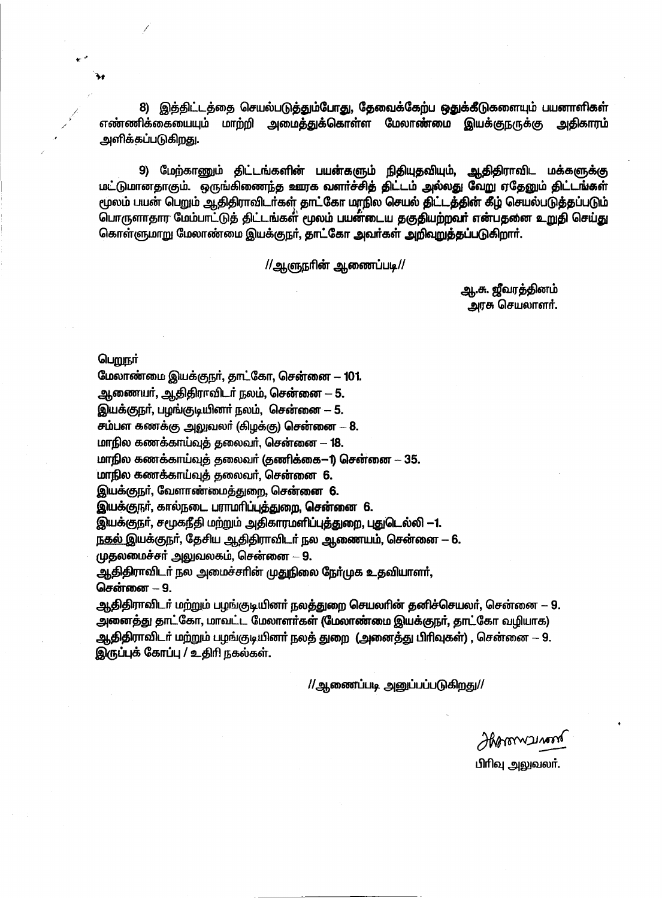8) இத்திட்டத்தை செயல்படுத்தும்போது, தேவைக்கேற்ப ஒதுக்கீடுகளையும் பயனாளிகள் எண்ணிக்கையையும் மாற்றி அமைத்துக்கொள்ள மேலாண்மை இயக்குநருக்கு அதிகாரம் அளிக்கப்படுகிறது.

9) மேற்காணும் திட்டங்களின் பயன்களும் நிதியுதவியும், ஆதிதிராவிட மக்களுக்கு மட்டுமானதாகும். ஒருங்கிணைந்த ஊரக வளர்ச்சித் திட்டம் அல்லது வேறு ஏதேனும் திட்டங்கள் மூலம் பயன் பெறும் ஆதிதிராவிடர்கள் தாட்கோ மாநில செயல் திட்டத்தின் கீழ் செயல்படுத்தப்படும் பொருளாதார மேம்பாட்டுத் திட்டங்கள் மூலம் பயனடைய தகுதியற்றவர் என்பதனை உறுதி செய்து கொள்ளுமாறு மேலாண்மை இயக்குநர், தாட்கோ அவர்கள் அறிவுறுத்தப்படுகிறார்.

//ஆளுநரின் ஆணைப்படி//

ஆ.சு. ஜீவரத்தினம்
அரசு செயலாளர்.

பெறுநர்

மேலாண்மை இயக்குநர், தாட்கோ, சென்னை – 101.
ஆணையர், ஆதிதிராவிடர் நலம், சென்னை – 5.
இயக்குநர், பழங்குடியினர் நலம், சென்னை – 5.
சம்பள கணக்கு அலுவலர் (கிழக்கு) சென்னை – 8.
மாநில கணக்காய்வுத் தலைவர், சென்னை – 18.
மாநில கணக்காய்வுத் தலைவர் (தணிக்கை–1) சென்னை – 35.
மாநில கணக்காய்வுத் தலைவர், சென்னை 6.
இயக்குநர், வேளாண்மைத்துறை, சென்னை 6.
இயக்குநர், கால்நடை பராமரிப்புத்துறை, சென்னை 6.
இயக்குநர், சமூகநீதி மற்றும் அதிகாரமளிப்புத்துறை, புதுடெல்லி –1.

நகல் இயக்குநர், தேசிய ஆதிதிராவிடர் நல ஆணையம், சென்னை – 6.
முதலமைச்சர் அலுவலகம், சென்னை – 9.
ஆதிதிராவிடர் நல அமைச்சரின் முதுநிலை நேர்முக உதவியாளர், சென்னை – 9.
ஆதிதிராவிடர் மற்றும் பழங்குடியினர் நலத்துறை செயலரின் தனிச்செயலர், சென்னை – 9.
அனைத்து தாட்கோ, மாவட்ட மேலாளர்கள் (மேலாண்மை இயக்குநர், தாட்கோ வழியாக)
ஆதிதிராவிடர் மற்றும் பழங்குடியினர் நலத் துறை (அனைத்து பிரிவுகள்), சென்னை – 9.
இருப்புக் கோப்பு / உதிரி நகல்கள்.

//ஆணைப்படி அனுப்பப்படுகிறது//

பிரிவு அலுவலர்.